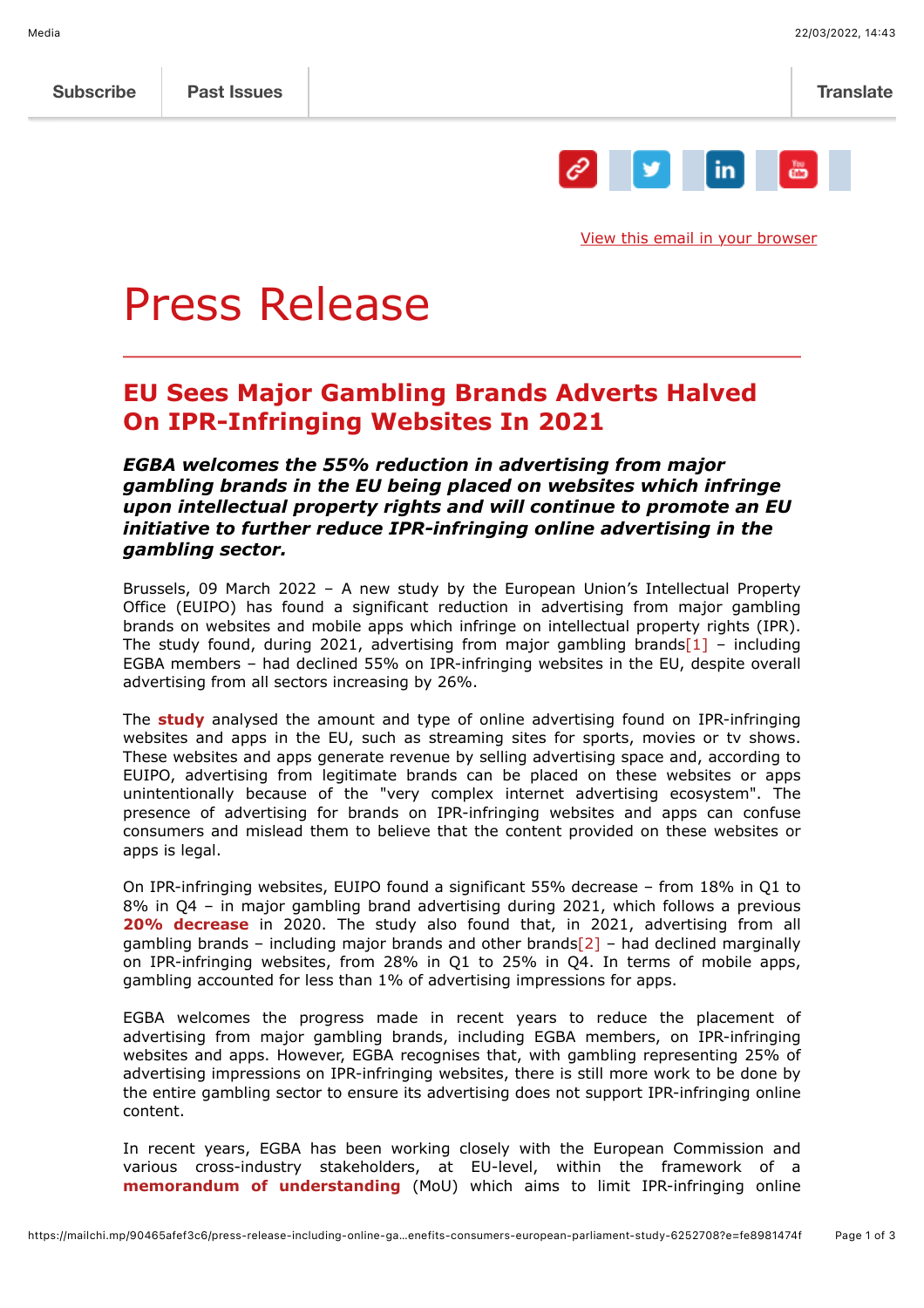Subscribe | Past Issues | Translate

View this email in your browser

# Press Release

## EU Sees Major Gambling Brands Adverts Halved On IPR-Infringing Websites In 2021

***EGBA welcomes the 55% reduction in advertising from major gambling brands in the EU being placed on websites which infringe upon intellectual property rights and will continue to promote an EU initiative to further reduce IPR-infringing online advertising in the gambling sector.***

Brussels, 09 March 2022 – A new study by the European Union's Intellectual Property Office (EUIPO) has found a significant reduction in advertising from major gambling brands on websites and mobile apps which infringe on intellectual property rights (IPR). The study found, during 2021, advertising from major gambling brands[1] – including EGBA members – had declined 55% on IPR-infringing websites in the EU, despite overall advertising from all sectors increasing by 26%.

The **study** analysed the amount and type of online advertising found on IPR-infringing websites and apps in the EU, such as streaming sites for sports, movies or tv shows. These websites and apps generate revenue by selling advertising space and, according to EUIPO, advertising from legitimate brands can be placed on these websites or apps unintentionally because of the "very complex internet advertising ecosystem". The presence of advertising for brands on IPR-infringing websites and apps can confuse consumers and mislead them to believe that the content provided on these websites or apps is legal.

On IPR-infringing websites, EUIPO found a significant 55% decrease – from 18% in Q1 to 8% in Q4 – in major gambling brand advertising during 2021, which follows a previous **20% decrease** in 2020. The study also found that, in 2021, advertising from all gambling brands – including major brands and other brands[2] – had declined marginally on IPR-infringing websites, from 28% in Q1 to 25% in Q4. In terms of mobile apps, gambling accounted for less than 1% of advertising impressions for apps.

EGBA welcomes the progress made in recent years to reduce the placement of advertising from major gambling brands, including EGBA members, on IPR-infringing websites and apps. However, EGBA recognises that, with gambling representing 25% of advertising impressions on IPR-infringing websites, there is still more work to be done by the entire gambling sector to ensure its advertising does not support IPR-infringing online content.

In recent years, EGBA has been working closely with the European Commission and various cross-industry stakeholders, at EU-level, within the framework of a **memorandum of understanding** (MoU) which aims to limit IPR-infringing online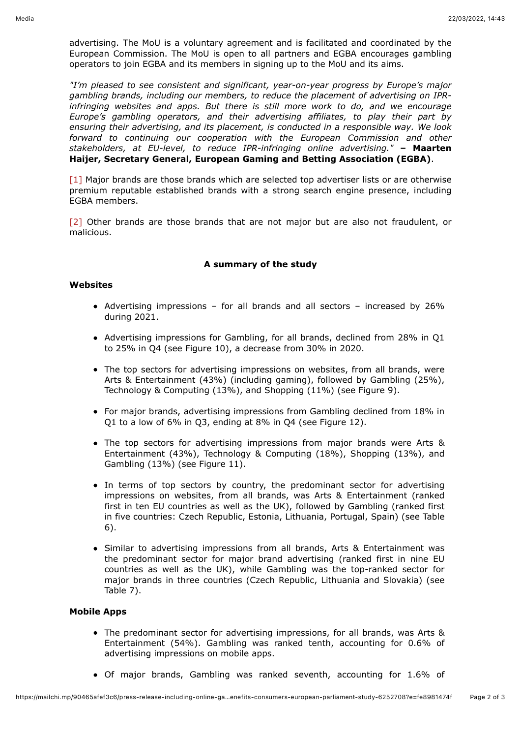advertising. The MoU is a voluntary agreement and is facilitated and coordinated by the European Commission. The MoU is open to all partners and EGBA encourages gambling operators to join EGBA and its members in signing up to the MoU and its aims.

*"I'm pleased to see consistent and significant, year-on-year progress by Europe's major gambling brands, including our members, to reduce the placement of advertising on IPR-infringing websites and apps. But there is still more work to do, and we encourage Europe's gambling operators, and their advertising affiliates, to play their part by ensuring their advertising, and its placement, is conducted in a responsible way. We look forward to continuing our cooperation with the European Commission and other stakeholders, at EU-level, to reduce IPR-infringing online advertising."* **– Maarten Haijer, Secretary General, European Gaming and Betting Association (EGBA)**.

[1] Major brands are those brands which are selected top advertiser lists or are otherwise premium reputable established brands with a strong search engine presence, including EGBA members.

[2] Other brands are those brands that are not major but are also not fraudulent, or malicious.

**A summary of the study**

**Websites**

- Advertising impressions – for all brands and all sectors – increased by 26% during 2021.
- Advertising impressions for Gambling, for all brands, declined from 28% in Q1 to 25% in Q4 (see Figure 10), a decrease from 30% in 2020.
- The top sectors for advertising impressions on websites, from all brands, were Arts & Entertainment (43%) (including gaming), followed by Gambling (25%), Technology & Computing (13%), and Shopping (11%) (see Figure 9).
- For major brands, advertising impressions from Gambling declined from 18% in Q1 to a low of 6% in Q3, ending at 8% in Q4 (see Figure 12).
- The top sectors for advertising impressions from major brands were Arts & Entertainment (43%), Technology & Computing (18%), Shopping (13%), and Gambling (13%) (see Figure 11).
- In terms of top sectors by country, the predominant sector for advertising impressions on websites, from all brands, was Arts & Entertainment (ranked first in ten EU countries as well as the UK), followed by Gambling (ranked first in five countries: Czech Republic, Estonia, Lithuania, Portugal, Spain) (see Table 6).
- Similar to advertising impressions from all brands, Arts & Entertainment was the predominant sector for major brand advertising (ranked first in nine EU countries as well as the UK), while Gambling was the top-ranked sector for major brands in three countries (Czech Republic, Lithuania and Slovakia) (see Table 7).

**Mobile Apps**

- The predominant sector for advertising impressions, for all brands, was Arts & Entertainment (54%). Gambling was ranked tenth, accounting for 0.6% of advertising impressions on mobile apps.
- Of major brands, Gambling was ranked seventh, accounting for 1.6% of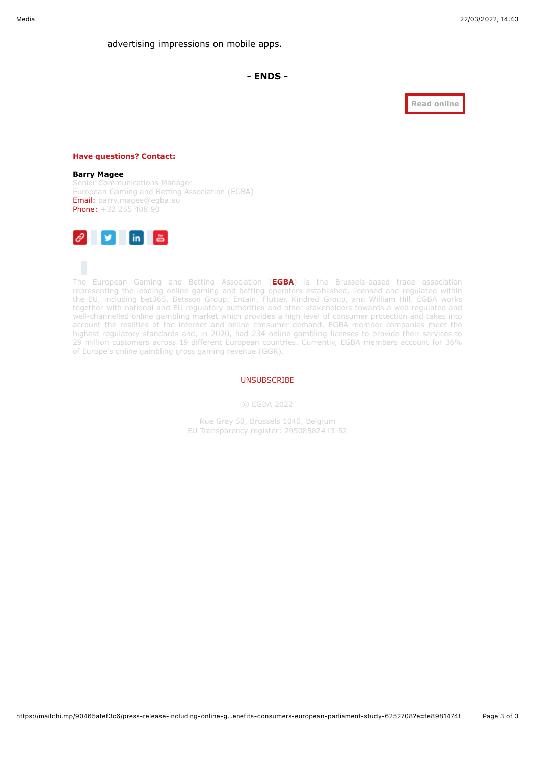advertising impressions on mobile apps.

**- ENDS -**

Read online

**Have questions? Contact:**

**Barry Magee**
Senior Communications Manager
European Gaming and Betting Association (EGBA)
Email: barry.magee@egba.eu
Phone: +32 255 408 90

The European Gaming and Betting Association (**EGBA**) is the Brussels-based trade association representing the leading online gaming and betting operators established, licensed and regulated within the EU, including bet365, Betsson Group, Entain, Flutter, Kindred Group, and William Hill. EGBA works together with national and EU regulatory authorities and other stakeholders towards a well-regulated and well-channelled online gambling market which provides a high level of consumer protection and takes into account the realities of the internet and online consumer demand. EGBA member companies meet the highest regulatory standards and, in 2020, had 234 online gambling licenses to provide their services to 29 million customers across 19 different European countries. Currently, EGBA members account for 36% of Europe's online gambling gross gaming revenue (GGR).

UNSUBSCRIBE

© EGBA 2022

Rue Gray 50, Brussels 1040, Belgium
EU Transparency register: 29508582413-52